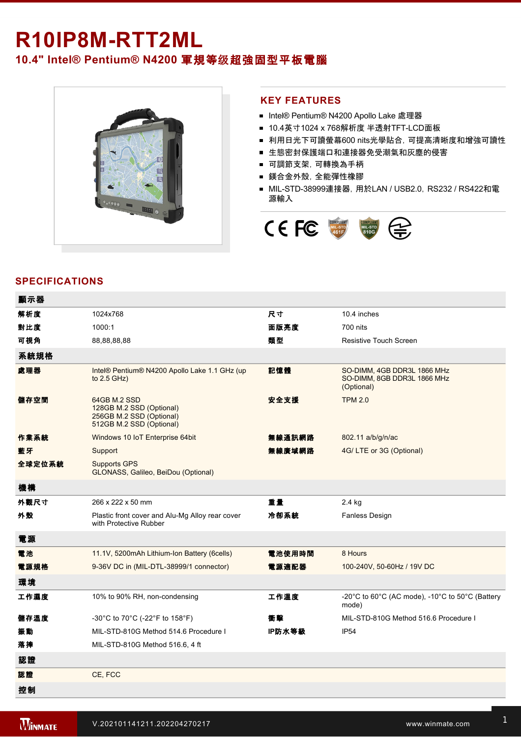# R10IP8M-RTT2ML

## 10.4" Intel® Pentium® N4200 軍規等级超強固型平板電腦

## KEY FEATURES

- Intel® Pentium® N4200 Apollo Lake 處理器
- 10.4英寸1024 x 768解析度 半透射TFT-LCD面板
- 利用日光下可讀螢幕600 nits光學貼合，可提高清晰度和增強可讀性
- 生態密封保護端口和連接器免受潮氣和灰塵的侵害
- 可調節支架，可轉換為手柄
- 鎂合金外殼，全能彈性橡膠
- MIL-STD-38999連接器，用於LAN / USB2.0，RS232 / RS422和電源輸入

## SPECIFICATIONS

| 顯示器 | | | |
|---|---|---|---|
| 解析度 | 1024x768 | 尺寸 | 10.4 inches |
| 對比度 | 1000:1 | 面版亮度 | 700 nits |
| 可視角 | 88,88,88,88 | 類型 | Resistive Touch Screen |
| **系統規格** | | | |
| 處理器 | Intel® Pentium® N4200 Apollo Lake 1.1 GHz (up to 2.5 GHz) | 記憶體 | SO-DIMM, 4GB DDR3L 1866 MHz<br>SO-DIMM, 8GB DDR3L 1866 MHz (Optional) |
| 儲存空間 | 64GB M.2 SSD<br>128GB M.2 SSD (Optional)<br>256GB M.2 SSD (Optional)<br>512GB M.2 SSD (Optional) | 安全支援 | TPM 2.0 |
| 作業系統 | Windows 10 IoT Enterprise 64bit | 無線通訊網路 | 802.11 a/b/g/n/ac |
| 藍牙 | Support | 無線廣域網路 | 4G/ LTE or 3G (Optional) |
| 全球定位系統 | Supports GPS<br>GLONASS, Galileo, BeiDou (Optional) | | |
| **機構** | | | |
| 外觀尺寸 | 266 x 222 x 50 mm | 重量 | 2.4 kg |
| 外殼 | Plastic front cover and Alu-Mg Alloy rear cover with Protective Rubber | 冷卻系統 | Fanless Design |
| **電源** | | | |
| 電池 | 11.1V, 5200mAh Lithium-Ion Battery (6cells) | 電池使用時間 | 8 Hours |
| 電源規格 | 9-36V DC in (MIL-DTL-38999/1 connector) | 電源適配器 | 100-240V, 50-60Hz / 19V DC |
| **環境** | | | |
| 工作濕度 | 10% to 90% RH, non-condensing | 工作溫度 | -20°C to 60°C (AC mode), -10°C to 50°C (Battery mode) |
| 儲存溫度 | -30°C to 70°C (-22°F to 158°F) | 衝擊 | MIL-STD-810G Method 516.6 Procedure I |
| 振動 | MIL-STD-810G Method 514.6 Procedure I | IP防水等級 | IP54 |
| 落摔 | MIL-STD-810G Method 516.6, 4 ft | | |
| **認證** | | | |
| 認證 | CE, FCC | | |
| **控制** | | | |

V.202101141211.202204270217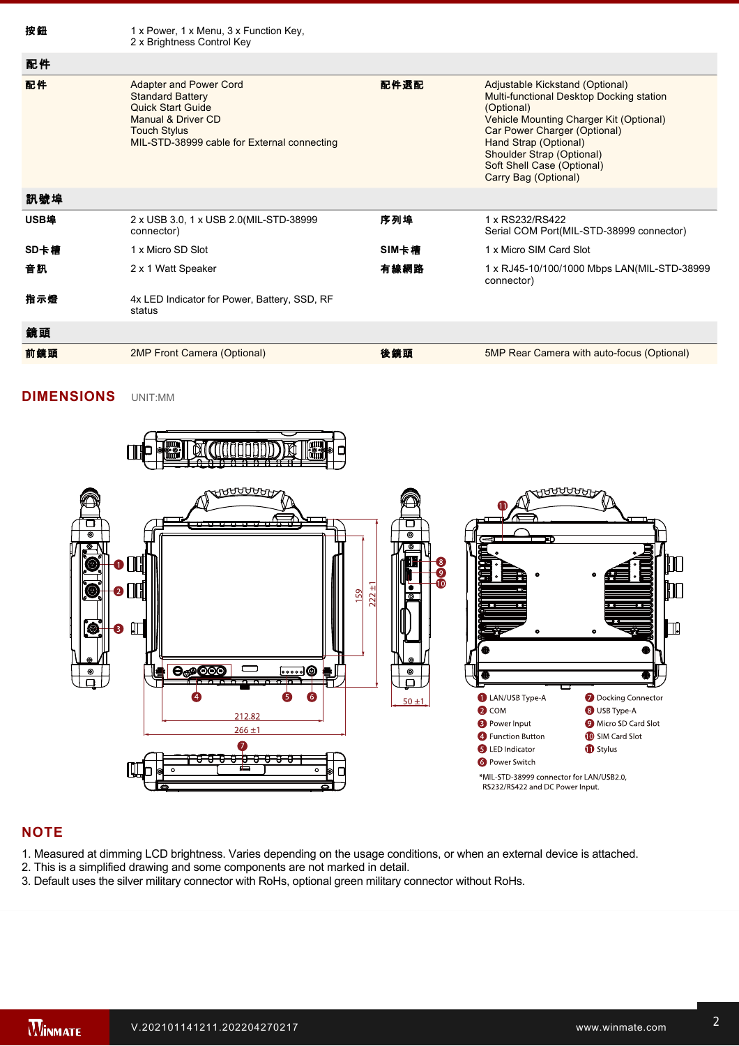| | | | |
|---|---|---|---|
| 按鈕 | 1 x Power, 1 x Menu, 3 x Function Key, 2 x Brightness Control Key | | |

## 配件

| | | | |
|---|---|---|---|
| 配件 | Adapter and Power Cord<br>Standard Battery<br>Quick Start Guide<br>Manual & Driver CD<br>Touch Stylus<br>MIL-STD-38999 cable for External connecting | 配件選配 | Adjustable Kickstand (Optional)<br>Multi-functional Desktop Docking station (Optional)<br>Vehicle Mounting Charger Kit (Optional)<br>Car Power Charger (Optional)<br>Hand Strap (Optional)<br>Shoulder Strap (Optional)<br>Soft Shell Case (Optional)<br>Carry Bag (Optional) |

## 訊號埠

| | | | |
|---|---|---|---|
| USB埠 | 2 x USB 3.0, 1 x USB 2.0(MIL-STD-38999 connector) | 序列埠 | 1 x RS232/RS422 Serial COM Port(MIL-STD-38999 connector) |
| SD卡槽 | 1 x Micro SD Slot | SIM卡槽 | 1 x Micro SIM Card Slot |
| 音訊 | 2 x 1 Watt Speaker | 有線網路 | 1 x RJ45-10/100/1000 Mbps LAN(MIL-STD-38999 connector) |
| 指示燈 | 4x LED Indicator for Power, Battery, SSD, RF status | | |

## 鏡頭

| | | | |
|---|---|---|---|
| 前鏡頭 | 2MP Front Camera (Optional) | 後鏡頭 | 5MP Rear Camera with auto-focus (Optional) |

## DIMENSIONS UNIT:MM

159
222 ±1
212.82
266 ±1
50 ±1

1 LAN/USB Type-A
2 COM
3 Power Input
4 Function Button
5 LED Indicator
6 Power Switch
7 Docking Connector
8 USB Type-A
9 Micro SD Card Slot
10 SIM Card Slot
11 Stylus

*MIL-STD-38999 connector for LAN/USB2.0, RS232/RS422 and DC Power Input.

## NOTE

1. Measured at dimming LCD brightness. Varies depending on the usage conditions, or when an external device is attached.
2. This is a simplified drawing and some components are not marked in detail.
3. Default uses the silver military connector with RoHs, optional green military connector without RoHs.